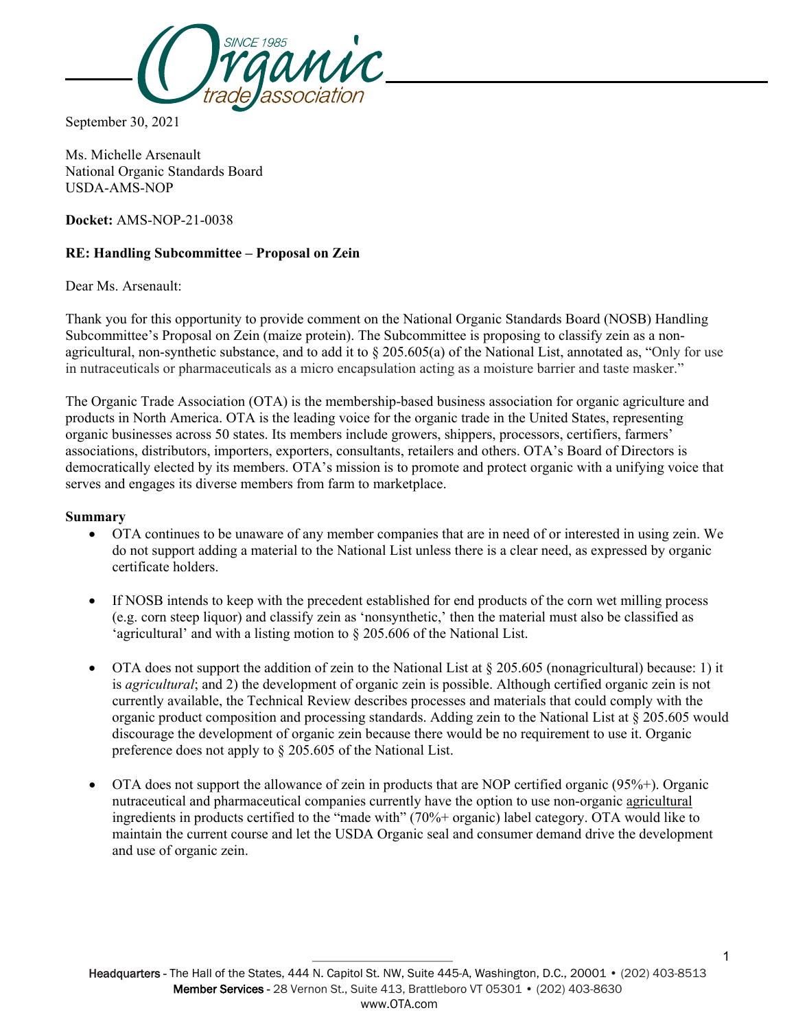September 30, 2021

Ms. Michelle Arsenault  
National Organic Standards Board  
USDA-AMS-NOP

**Docket:** AMS-NOP-21-0038

**RE: Handling Subcommittee – Proposal on Zein**

Dear Ms. Arsenault:

Thank you for this opportunity to provide comment on the National Organic Standards Board (NOSB) Handling Subcommittee's Proposal on Zein (maize protein). The Subcommittee is proposing to classify zein as a non-agricultural, non-synthetic substance, and to add it to § 205.605(a) of the National List, annotated as, "Only for use in nutraceuticals or pharmaceuticals as a micro encapsulation acting as a moisture barrier and taste masker."

The Organic Trade Association (OTA) is the membership-based business association for organic agriculture and products in North America. OTA is the leading voice for the organic trade in the United States, representing organic businesses across 50 states. Its members include growers, shippers, processors, certifiers, farmers' associations, distributors, importers, exporters, consultants, retailers and others. OTA's Board of Directors is democratically elected by its members. OTA's mission is to promote and protect organic with a unifying voice that serves and engages its diverse members from farm to marketplace.

**Summary**

- OTA continues to be unaware of any member companies that are in need of or interested in using zein. We do not support adding a material to the National List unless there is a clear need, as expressed by organic certificate holders.

- If NOSB intends to keep with the precedent established for end products of the corn wet milling process (e.g. corn steep liquor) and classify zein as 'nonsynthetic,' then the material must also be classified as 'agricultural' and with a listing motion to § 205.606 of the National List.

- OTA does not support the addition of zein to the National List at § 205.605 (nonagricultural) because: 1) it is *agricultural*; and 2) the development of organic zein is possible. Although certified organic zein is not currently available, the Technical Review describes processes and materials that could comply with the organic product composition and processing standards. Adding zein to the National List at § 205.605 would discourage the development of organic zein because there would be no requirement to use it. Organic preference does not apply to § 205.605 of the National List.

- OTA does not support the allowance of zein in products that are NOP certified organic (95%+). Organic nutraceutical and pharmaceutical companies currently have the option to use non-organic agricultural ingredients in products certified to the "made with" (70%+ organic) label category. OTA would like to maintain the current course and let the USDA Organic seal and consumer demand drive the development and use of organic zein.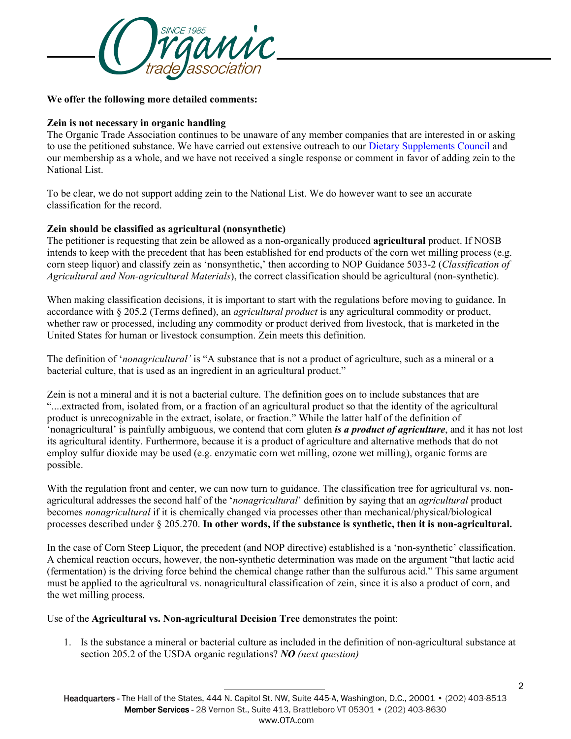**We offer the following more detailed comments:**

**Zein is not necessary in organic handling**
The Organic Trade Association continues to be unaware of any member companies that are interested in or asking to use the petitioned substance. We have carried out extensive outreach to our Dietary Supplements Council and our membership as a whole, and we have not received a single response or comment in favor of adding zein to the National List.

To be clear, we do not support adding zein to the National List. We do however want to see an accurate classification for the record.

**Zein should be classified as agricultural (nonsynthetic)**
The petitioner is requesting that zein be allowed as a non-organically produced **agricultural** product. If NOSB intends to keep with the precedent that has been established for end products of the corn wet milling process (e.g. corn steep liquor) and classify zein as 'nonsynthetic,' then according to NOP Guidance 5033-2 (*Classification of Agricultural and Non-agricultural Materials*), the correct classification should be agricultural (non-synthetic).

When making classification decisions, it is important to start with the regulations before moving to guidance. In accordance with § 205.2 (Terms defined), an *agricultural product* is any agricultural commodity or product, whether raw or processed, including any commodity or product derived from livestock, that is marketed in the United States for human or livestock consumption. Zein meets this definition.

The definition of '*nonagricultural'* is "A substance that is not a product of agriculture, such as a mineral or a bacterial culture, that is used as an ingredient in an agricultural product."

Zein is not a mineral and it is not a bacterial culture. The definition goes on to include substances that are "....extracted from, isolated from, or a fraction of an agricultural product so that the identity of the agricultural product is unrecognizable in the extract, isolate, or fraction." While the latter half of the definition of 'nonagricultural' is painfully ambiguous, we contend that corn gluten ***is a product of agriculture***, and it has not lost its agricultural identity. Furthermore, because it is a product of agriculture and alternative methods that do not employ sulfur dioxide may be used (e.g. enzymatic corn wet milling, ozone wet milling), organic forms are possible.

With the regulation front and center, we can now turn to guidance. The classification tree for agricultural vs. non-agricultural addresses the second half of the '*nonagricultural*' definition by saying that an *agricultural* product becomes *nonagricultural* if it is chemically changed via processes other than mechanical/physical/biological processes described under § 205.270. **In other words, if the substance is synthetic, then it is non-agricultural.**

In the case of Corn Steep Liquor, the precedent (and NOP directive) established is a 'non-synthetic' classification. A chemical reaction occurs, however, the non-synthetic determination was made on the argument "that lactic acid (fermentation) is the driving force behind the chemical change rather than the sulfurous acid." This same argument must be applied to the agricultural vs. nonagricultural classification of zein, since it is also a product of corn, and the wet milling process.

Use of the **Agricultural vs. Non-agricultural Decision Tree** demonstrates the point:

1. Is the substance a mineral or bacterial culture as included in the definition of non-agricultural substance at section 205.2 of the USDA organic regulations? ***NO*** *(next question)*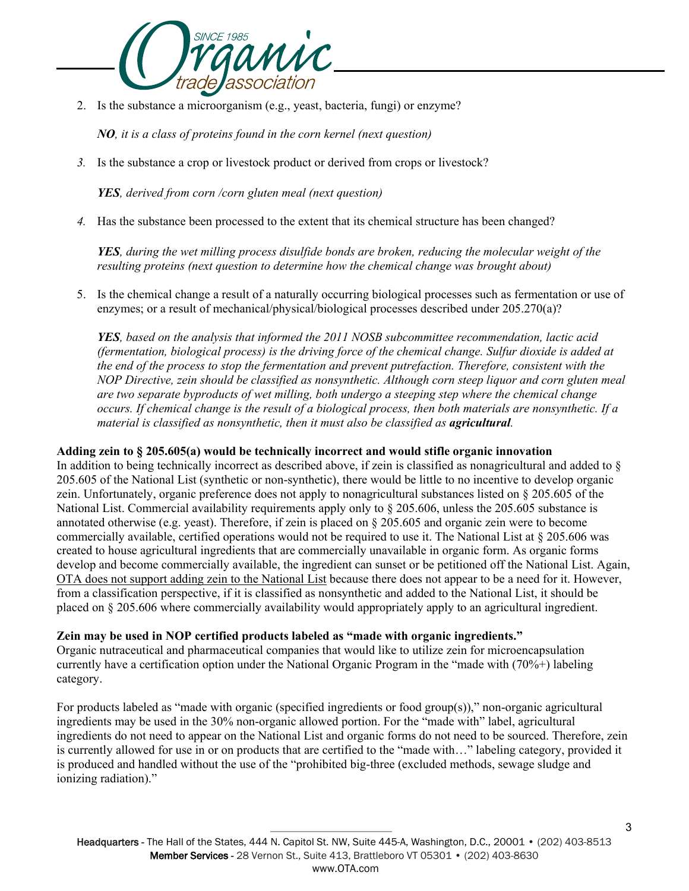2. Is the substance a microorganism (e.g., yeast, bacteria, fungi) or enzyme?

   ***NO**, it is a class of proteins found in the corn kernel (next question)*

3. Is the substance a crop or livestock product or derived from crops or livestock?

   ***YES**, derived from corn /corn gluten meal (next question)*

4. Has the substance been processed to the extent that its chemical structure has been changed?

   ***YES**, during the wet milling process disulfide bonds are broken, reducing the molecular weight of the resulting proteins (next question to determine how the chemical change was brought about)*

5. Is the chemical change a result of a naturally occurring biological processes such as fermentation or use of enzymes; or a result of mechanical/physical/biological processes described under 205.270(a)?

   ***YES**, based on the analysis that informed the 2011 NOSB subcommittee recommendation, lactic acid (fermentation, biological process) is the driving force of the chemical change. Sulfur dioxide is added at the end of the process to stop the fermentation and prevent putrefaction. Therefore, consistent with the NOP Directive, zein should be classified as nonsynthetic. Although corn steep liquor and corn gluten meal are two separate byproducts of wet milling, both undergo a steeping step where the chemical change occurs. If chemical change is the result of a biological process, then both materials are nonsynthetic. If a material is classified as nonsynthetic, then it must also be classified as **agricultural**.*

**Adding zein to § 205.605(a) would be technically incorrect and would stifle organic innovation**

In addition to being technically incorrect as described above, if zein is classified as nonagricultural and added to § 205.605 of the National List (synthetic or non-synthetic), there would be little to no incentive to develop organic zein. Unfortunately, organic preference does not apply to nonagricultural substances listed on § 205.605 of the National List. Commercial availability requirements apply only to § 205.606, unless the 205.605 substance is annotated otherwise (e.g. yeast). Therefore, if zein is placed on § 205.605 and organic zein were to become commercially available, certified operations would not be required to use it. The National List at § 205.606 was created to house agricultural ingredients that are commercially unavailable in organic form. As organic forms develop and become commercially available, the ingredient can sunset or be petitioned off the National List. Again, OTA does not support adding zein to the National List because there does not appear to be a need for it. However, from a classification perspective, if it is classified as nonsynthetic and added to the National List, it should be placed on § 205.606 where commercially availability would appropriately apply to an agricultural ingredient.

**Zein may be used in NOP certified products labeled as "made with organic ingredients."**

Organic nutraceutical and pharmaceutical companies that would like to utilize zein for microencapsulation currently have a certification option under the National Organic Program in the "made with (70%+) labeling category.

For products labeled as "made with organic (specified ingredients or food group(s))," non-organic agricultural ingredients may be used in the 30% non-organic allowed portion. For the "made with" label, agricultural ingredients do not need to appear on the National List and organic forms do not need to be sourced. Therefore, zein is currently allowed for use in or on products that are certified to the "made with…" labeling category, provided it is produced and handled without the use of the "prohibited big-three (excluded methods, sewage sludge and ionizing radiation)."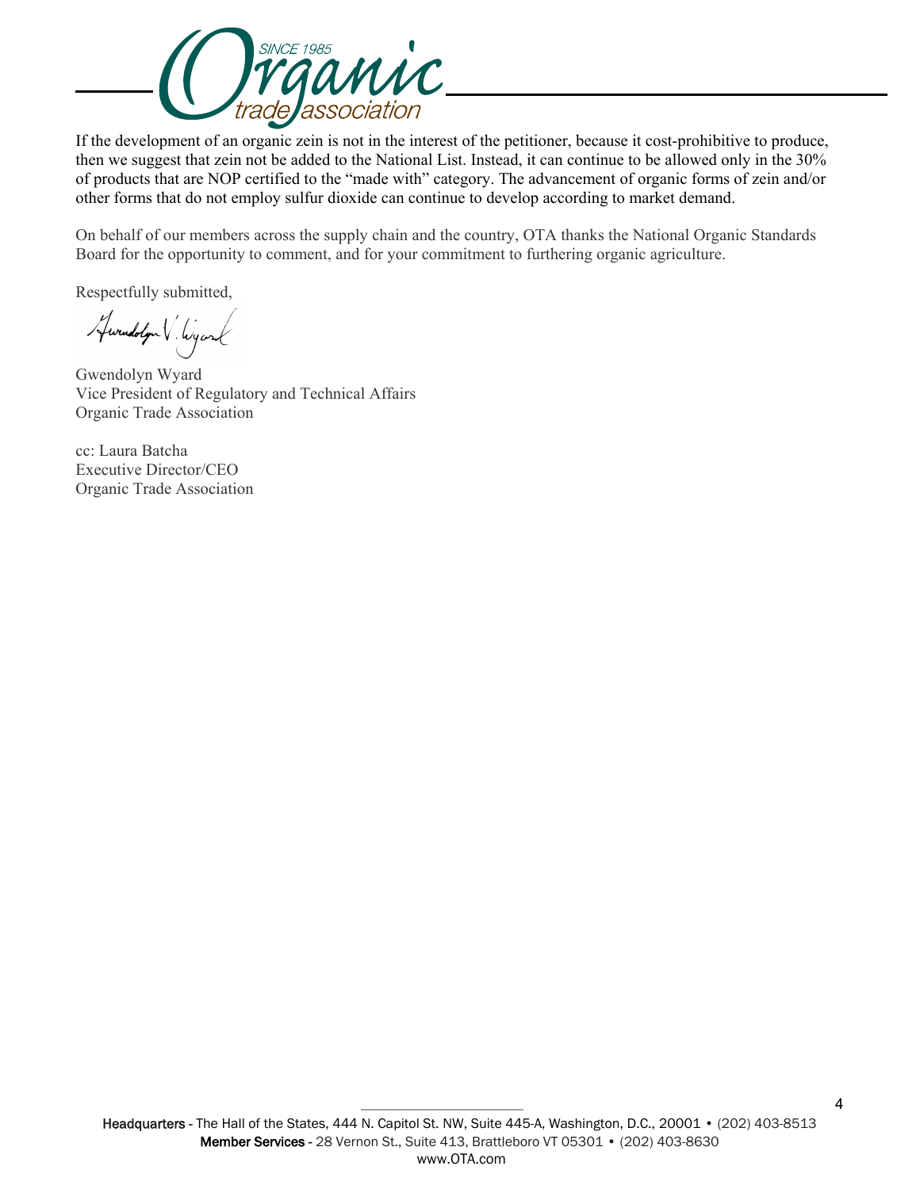If the development of an organic zein is not in the interest of the petitioner, because it cost-prohibitive to produce, then we suggest that zein not be added to the National List. Instead, it can continue to be allowed only in the 30% of products that are NOP certified to the "made with" category. The advancement of organic forms of zein and/or other forms that do not employ sulfur dioxide can continue to develop according to market demand.

On behalf of our members across the supply chain and the country, OTA thanks the National Organic Standards Board for the opportunity to comment, and for your commitment to furthering organic agriculture.

Respectfully submitted,

Gwendolyn Wyard
Vice President of Regulatory and Technical Affairs
Organic Trade Association

cc: Laura Batcha
Executive Director/CEO
Organic Trade Association